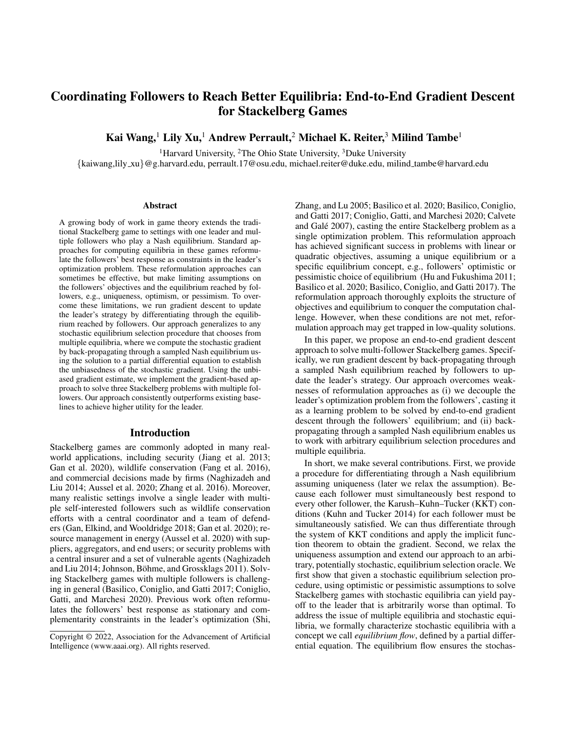# Coordinating Followers to Reach Better Equilibria: End-to-End Gradient Descent for Stackelberg Games

**Kai Wang,[1] Lily Xu,[1] Andrew Perrault,[2] Michael K. Reiter,[3] Milind Tambe[1]**

[1]Harvard University, [2]The Ohio State University, [3]Duke University

{kaiwang,lily_xu}@g.harvard.edu, perrault.17@osu.edu, michael.reiter@duke.edu, milind_tambe@harvard.edu

## Abstract

A growing body of work in game theory extends the traditional Stackelberg game to settings with one leader and multiple followers who play a Nash equilibrium. Standard approaches for computing equilibria in these games reformulate the followers' best response as constraints in the leader's optimization problem. These reformulation approaches can sometimes be effective, but make limiting assumptions on the followers' objectives and the equilibrium reached by followers, e.g., uniqueness, optimism, or pessimism. To overcome these limitations, we run gradient descent to update the leader's strategy by differentiating through the equilibrium reached by followers. Our approach generalizes to any stochastic equilibrium selection procedure that chooses from multiple equilibria, where we compute the stochastic gradient by back-propagating through a sampled Nash equilibrium using the solution to a partial differential equation to establish the unbiasedness of the stochastic gradient. Using the unbiased gradient estimate, we implement the gradient-based approach to solve three Stackelberg problems with multiple followers. Our approach consistently outperforms existing baselines to achieve higher utility for the leader.

## Introduction

Stackelberg games are commonly adopted in many real-world applications, including security (Jiang et al. 2013; Gan et al. 2020), wildlife conservation (Fang et al. 2016), and commercial decisions made by firms (Naghizadeh and Liu 2014; Aussel et al. 2020; Zhang et al. 2016). Moreover, many realistic settings involve a single leader with multiple self-interested followers such as wildlife conservation efforts with a central coordinator and a team of defenders (Gan, Elkind, and Wooldridge 2018; Gan et al. 2020); resource management in energy (Aussel et al. 2020) with suppliers, aggregators, and end users; or security problems with a central insurer and a set of vulnerable agents (Naghizadeh and Liu 2014; Johnson, Böhme, and Grossklags 2011). Solving Stackelberg games with multiple followers is challenging in general (Basilico, Coniglio, and Gatti 2017; Coniglio, Gatti, and Marchesi 2020). Previous work often reformulates the followers' best response as stationary and complementarity constraints in the leader's optimization (Shi, Zhang, and Lu 2005; Basilico et al. 2020; Basilico, Coniglio, and Gatti 2017; Coniglio, Gatti, and Marchesi 2020; Calvete and Galé 2007), casting the entire Stackelberg problem as a single optimization problem. This reformulation approach has achieved significant success in problems with linear or quadratic objectives, assuming a unique equilibrium or a specific equilibrium concept, e.g., followers' optimistic or pessimistic choice of equilibrium (Hu and Fukushima 2011; Basilico et al. 2020; Basilico, Coniglio, and Gatti 2017). The reformulation approach thoroughly exploits the structure of objectives and equilibrium to conquer the computation challenge. However, when these conditions are not met, reformulation approach may get trapped in low-quality solutions.

In this paper, we propose an end-to-end gradient descent approach to solve multi-follower Stackelberg games. Specifically, we run gradient descent by back-propagating through a sampled Nash equilibrium reached by followers to update the leader's strategy. Our approach overcomes weaknesses of reformulation approaches as (i) we decouple the leader's optimization problem from the followers', casting it as a learning problem to be solved by end-to-end gradient descent through the followers' equilibrium; and (ii) back-propagating through a sampled Nash equilibrium enables us to work with arbitrary equilibrium selection procedures and multiple equilibria.

In short, we make several contributions. First, we provide a procedure for differentiating through a Nash equilibrium assuming uniqueness (later we relax the assumption). Because each follower must simultaneously best respond to every other follower, the Karush–Kuhn–Tucker (KKT) conditions (Kuhn and Tucker 2014) for each follower must be simultaneously satisfied. We can thus differentiate through the system of KKT conditions and apply the implicit function theorem to obtain the gradient. Second, we relax the uniqueness assumption and extend our approach to an arbitrary, potentially stochastic, equilibrium selection oracle. We first show that given a stochastic equilibrium selection procedure, using optimistic or pessimistic assumptions to solve Stackelberg games with stochastic equilibria can yield payoff to the leader that is arbitrarily worse than optimal. To address the issue of multiple equilibria and stochastic equilibria, we formally characterize stochastic equilibria with a concept we call *equilibrium flow*, defined by a partial differential equation. The equilibrium flow ensures the stochas-

Copyright © 2022, Association for the Advancement of Artificial Intelligence (www.aaai.org). All rights reserved.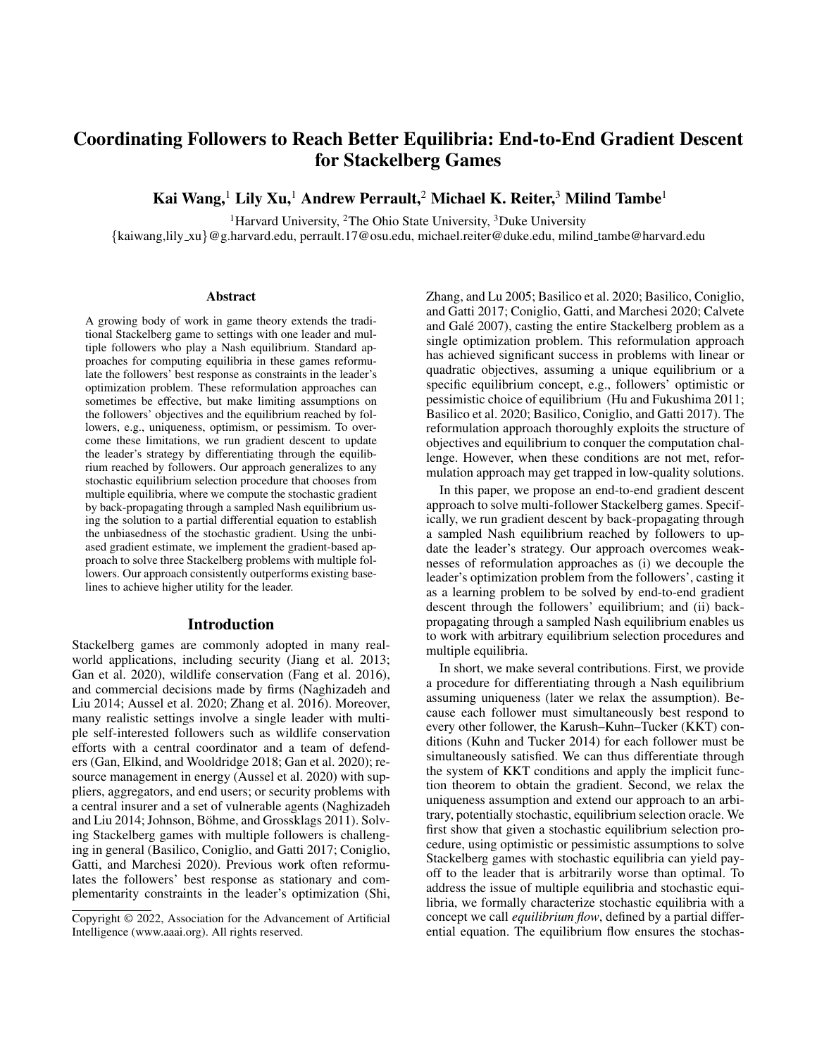# Coordinating Followers to Reach Better Equilibria: End-to-End Gradient Descent for Stackelberg Games

**Kai Wang,[1] Lily Xu,[1] Andrew Perrault,[2] Michael K. Reiter,[3] Milind Tambe[1]**

[1]Harvard University, [2]The Ohio State University, [3]Duke University
{kaiwang,lily_xu}@g.harvard.edu, perrault.17@osu.edu, michael.reiter@duke.edu, milind_tambe@harvard.edu

## Abstract

A growing body of work in game theory extends the traditional Stackelberg game to settings with one leader and multiple followers who play a Nash equilibrium. Standard approaches for computing equilibria in these games reformulate the followers' best response as constraints in the leader's optimization problem. These reformulation approaches can sometimes be effective, but make limiting assumptions on the followers' objectives and the equilibrium reached by followers, e.g., uniqueness, optimism, or pessimism. To overcome these limitations, we run gradient descent to update the leader's strategy by differentiating through the equilibrium reached by followers. Our approach generalizes to any stochastic equilibrium selection procedure that chooses from multiple equilibria, where we compute the stochastic gradient by back-propagating through a sampled Nash equilibrium using the solution to a partial differential equation to establish the unbiasedness of the stochastic gradient. Using the unbiased gradient estimate, we implement the gradient-based approach to solve three Stackelberg problems with multiple followers. Our approach consistently outperforms existing baselines to achieve higher utility for the leader.

## Introduction

Stackelberg games are commonly adopted in many real-world applications, including security (Jiang et al. 2013; Gan et al. 2020), wildlife conservation (Fang et al. 2016), and commercial decisions made by firms (Naghizadeh and Liu 2014; Aussel et al. 2020; Zhang et al. 2016). Moreover, many realistic settings involve a single leader with multiple self-interested followers such as wildlife conservation efforts with a central coordinator and a team of defenders (Gan, Elkind, and Wooldridge 2018; Gan et al. 2020); resource management in energy (Aussel et al. 2020) with suppliers, aggregators, and end users; or security problems with a central insurer and a set of vulnerable agents (Naghizadeh and Liu 2014; Johnson, Böhme, and Grossklags 2011). Solving Stackelberg games with multiple followers is challenging in general (Basilico, Coniglio, and Gatti 2017; Coniglio, Gatti, and Marchesi 2020). Previous work often reformulates the followers' best response as stationary and complementarity constraints in the leader's optimization (Shi, Zhang, and Lu 2005; Basilico et al. 2020; Basilico, Coniglio, and Gatti 2017; Coniglio, Gatti, and Marchesi 2020; Calvete and Galé 2007), casting the entire Stackelberg problem as a single optimization problem. This reformulation approach has achieved significant success in problems with linear or quadratic objectives, assuming a unique equilibrium or a specific equilibrium concept, e.g., followers' optimistic or pessimistic choice of equilibrium (Hu and Fukushima 2011; Basilico et al. 2020; Basilico, Coniglio, and Gatti 2017). The reformulation approach thoroughly exploits the structure of objectives and equilibrium to conquer the computation challenge. However, when these conditions are not met, reformulation approach may get trapped in low-quality solutions.

In this paper, we propose an end-to-end gradient descent approach to solve multi-follower Stackelberg games. Specifically, we run gradient descent by back-propagating through a sampled Nash equilibrium reached by followers to update the leader's strategy. Our approach overcomes weaknesses of reformulation approaches as (i) we decouple the leader's optimization problem from the followers', casting it as a learning problem to be solved by end-to-end gradient descent through the followers' equilibrium; and (ii) back-propagating through a sampled Nash equilibrium enables us to work with arbitrary equilibrium selection procedures and multiple equilibria.

In short, we make several contributions. First, we provide a procedure for differentiating through a Nash equilibrium assuming uniqueness (later we relax the assumption). Because each follower must simultaneously best respond to every other follower, the Karush–Kuhn–Tucker (KKT) conditions (Kuhn and Tucker 2014) for each follower must be simultaneously satisfied. We can thus differentiate through the system of KKT conditions and apply the implicit function theorem to obtain the gradient. Second, we relax the uniqueness assumption and extend our approach to an arbitrary, potentially stochastic, equilibrium selection oracle. We first show that given a stochastic equilibrium selection procedure, using optimistic or pessimistic assumptions to solve Stackelberg games with stochastic equilibria can yield payoff to the leader that is arbitrarily worse than optimal. To address the issue of multiple equilibria and stochastic equilibria, we formally characterize stochastic equilibria with a concept we call *equilibrium flow*, defined by a partial differential equation. The equilibrium flow ensures the stochas-

Copyright © 2022, Association for the Advancement of Artificial Intelligence (www.aaai.org). All rights reserved.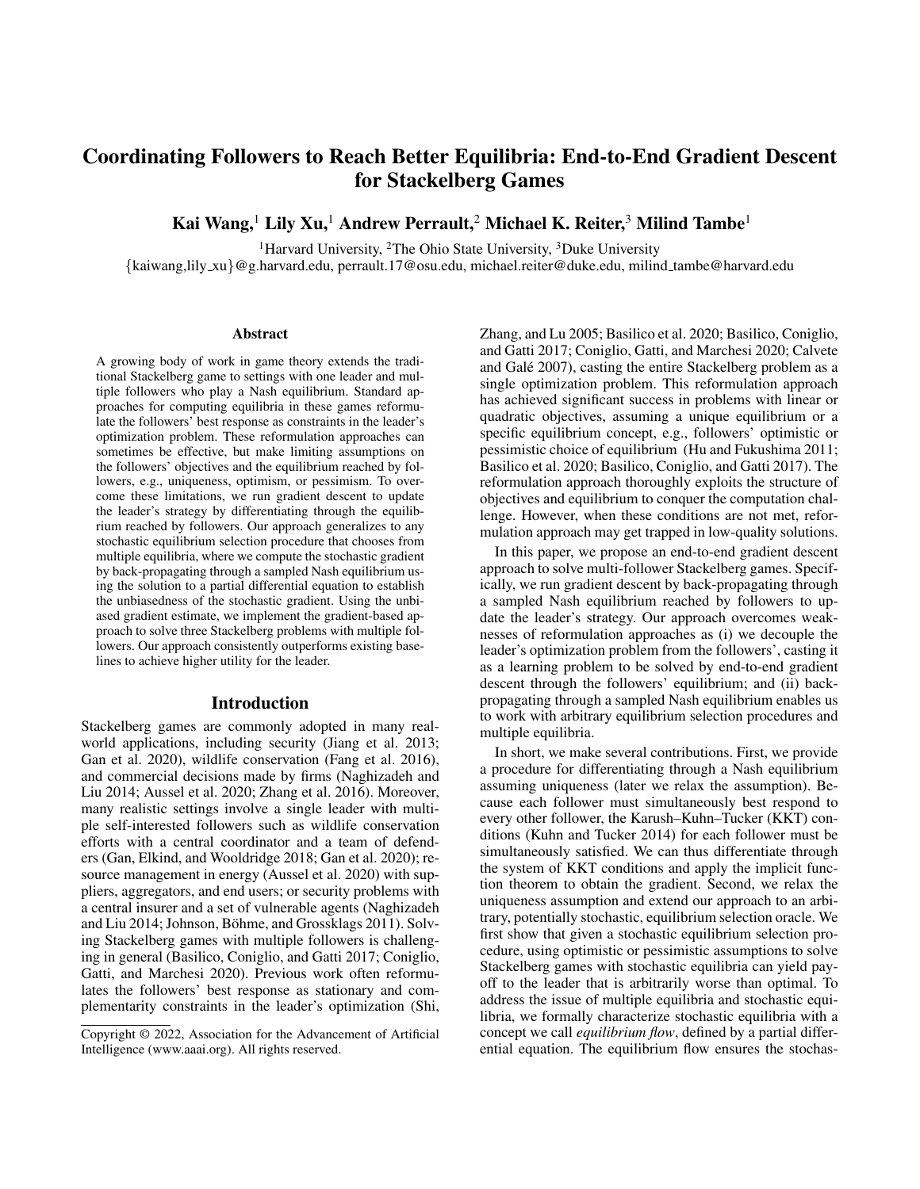# Coordinating Followers to Reach Better Equilibria: End-to-End Gradient Descent for Stackelberg Games

**Kai Wang,[1] Lily Xu,[1] Andrew Perrault,[2] Michael K. Reiter,[3] Milind Tambe[1]**

[1]Harvard University, [2]The Ohio State University, [3]Duke University

{kaiwang,lily_xu}@g.harvard.edu, perrault.17@osu.edu, michael.reiter@duke.edu, milind_tambe@harvard.edu

## Abstract

A growing body of work in game theory extends the traditional Stackelberg game to settings with one leader and multiple followers who play a Nash equilibrium. Standard approaches for computing equilibria in these games reformulate the followers' best response as constraints in the leader's optimization problem. These reformulation approaches can sometimes be effective, but make limiting assumptions on the followers' objectives and the equilibrium reached by followers, e.g., uniqueness, optimism, or pessimism. To overcome these limitations, we run gradient descent to update the leader's strategy by differentiating through the equilibrium reached by followers. Our approach generalizes to any stochastic equilibrium selection procedure that chooses from multiple equilibria, where we compute the stochastic gradient by back-propagating through a sampled Nash equilibrium using the solution to a partial differential equation to establish the unbiasedness of the stochastic gradient. Using the unbiased gradient estimate, we implement the gradient-based approach to solve three Stackelberg problems with multiple followers. Our approach consistently outperforms existing baselines to achieve higher utility for the leader.

## Introduction

Stackelberg games are commonly adopted in many real-world applications, including security (Jiang et al. 2013; Gan et al. 2020), wildlife conservation (Fang et al. 2016), and commercial decisions made by firms (Naghizadeh and Liu 2014; Aussel et al. 2020; Zhang et al. 2016). Moreover, many realistic settings involve a single leader with multiple self-interested followers such as wildlife conservation efforts with a central coordinator and a team of defenders (Gan, Elkind, and Wooldridge 2018; Gan et al. 2020); resource management in energy (Aussel et al. 2020) with suppliers, aggregators, and end users; or security problems with a central insurer and a set of vulnerable agents (Naghizadeh and Liu 2014; Johnson, Böhme, and Grossklags 2011). Solving Stackelberg games with multiple followers is challenging in general (Basilico, Coniglio, and Gatti 2017; Coniglio, Gatti, and Marchesi 2020). Previous work often reformulates the followers' best response as stationary and complementarity constraints in the leader's optimization (Shi, Zhang, and Lu 2005; Basilico et al. 2020; Basilico, Coniglio, and Gatti 2017; Coniglio, Gatti, and Marchesi 2020; Calvete and Galé 2007), casting the entire Stackelberg problem as a single optimization problem. This reformulation approach has achieved significant success in problems with linear or quadratic objectives, assuming a unique equilibrium or a specific equilibrium concept, e.g., followers' optimistic or pessimistic choice of equilibrium (Hu and Fukushima 2011; Basilico et al. 2020; Basilico, Coniglio, and Gatti 2017). The reformulation approach thoroughly exploits the structure of objectives and equilibrium to conquer the computation challenge. However, when these conditions are not met, reformulation approach may get trapped in low-quality solutions.

In this paper, we propose an end-to-end gradient descent approach to solve multi-follower Stackelberg games. Specifically, we run gradient descent by back-propagating through a sampled Nash equilibrium reached by followers to update the leader's strategy. Our approach overcomes weaknesses of reformulation approaches as (i) we decouple the leader's optimization problem from the followers', casting it as a learning problem to be solved by end-to-end gradient descent through the followers' equilibrium; and (ii) back-propagating through a sampled Nash equilibrium enables us to work with arbitrary equilibrium selection procedures and multiple equilibria.

In short, we make several contributions. First, we provide a procedure for differentiating through a Nash equilibrium assuming uniqueness (later we relax the assumption). Because each follower must simultaneously best respond to every other follower, the Karush–Kuhn–Tucker (KKT) conditions (Kuhn and Tucker 2014) for each follower must be simultaneously satisfied. We can thus differentiate through the system of KKT conditions and apply the implicit function theorem to obtain the gradient. Second, we relax the uniqueness assumption and extend our approach to an arbitrary, potentially stochastic, equilibrium selection oracle. We first show that given a stochastic equilibrium selection procedure, using optimistic or pessimistic assumptions to solve Stackelberg games with stochastic equilibria can yield payoff to the leader that is arbitrarily worse than optimal. To address the issue of multiple equilibria and stochastic equilibria, we formally characterize stochastic equilibria with a concept we call *equilibrium flow*, defined by a partial differential equation. The equilibrium flow ensures the stochas-

Copyright © 2022, Association for the Advancement of Artificial Intelligence (www.aaai.org). All rights reserved.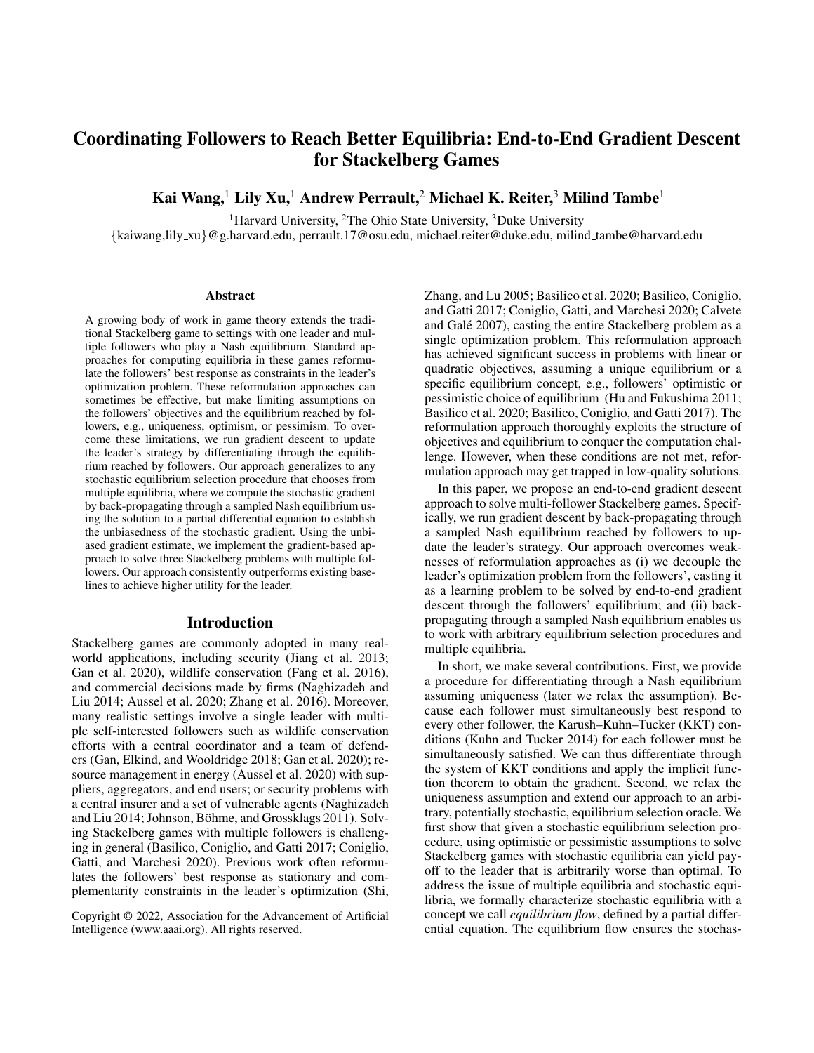# Coordinating Followers to Reach Better Equilibria: End-to-End Gradient Descent for Stackelberg Games

**Kai Wang,[1] Lily Xu,[1] Andrew Perrault,[2] Michael K. Reiter,[3] Milind Tambe[1]**

[1]Harvard University, [2]The Ohio State University, [3]Duke University
{kaiwang,lily_xu}@g.harvard.edu, perrault.17@osu.edu, michael.reiter@duke.edu, milind_tambe@harvard.edu

## Abstract

A growing body of work in game theory extends the traditional Stackelberg game to settings with one leader and multiple followers who play a Nash equilibrium. Standard approaches for computing equilibria in these games reformulate the followers' best response as constraints in the leader's optimization problem. These reformulation approaches can sometimes be effective, but make limiting assumptions on the followers' objectives and the equilibrium reached by followers, e.g., uniqueness, optimism, or pessimism. To overcome these limitations, we run gradient descent to update the leader's strategy by differentiating through the equilibrium reached by followers. Our approach generalizes to any stochastic equilibrium selection procedure that chooses from multiple equilibria, where we compute the stochastic gradient by back-propagating through a sampled Nash equilibrium using the solution to a partial differential equation to establish the unbiasedness of the stochastic gradient. Using the unbiased gradient estimate, we implement the gradient-based approach to solve three Stackelberg problems with multiple followers. Our approach consistently outperforms existing baselines to achieve higher utility for the leader.

## Introduction

Stackelberg games are commonly adopted in many real-world applications, including security (Jiang et al. 2013; Gan et al. 2020), wildlife conservation (Fang et al. 2016), and commercial decisions made by firms (Naghizadeh and Liu 2014; Aussel et al. 2020; Zhang et al. 2016). Moreover, many realistic settings involve a single leader with multiple self-interested followers such as wildlife conservation efforts with a central coordinator and a team of defenders (Gan, Elkind, and Wooldridge 2018; Gan et al. 2020); resource management in energy (Aussel et al. 2020) with suppliers, aggregators, and end users; or security problems with a central insurer and a set of vulnerable agents (Naghizadeh and Liu 2014; Johnson, Böhme, and Grossklags 2011). Solving Stackelberg games with multiple followers is challenging in general (Basilico, Coniglio, and Gatti 2017; Coniglio, Gatti, and Marchesi 2020). Previous work often reformulates the followers' best response as stationary and complementarity constraints in the leader's optimization (Shi, Zhang, and Lu 2005; Basilico et al. 2020; Basilico, Coniglio, and Gatti 2017; Coniglio, Gatti, and Marchesi 2020; Calvete and Galé 2007), casting the entire Stackelberg problem as a single optimization problem. This reformulation approach has achieved significant success in problems with linear or quadratic objectives, assuming a unique equilibrium or a specific equilibrium concept, e.g., followers' optimistic or pessimistic choice of equilibrium (Hu and Fukushima 2011; Basilico et al. 2020; Basilico, Coniglio, and Gatti 2017). The reformulation approach thoroughly exploits the structure of objectives and equilibrium to conquer the computation challenge. However, when these conditions are not met, reformulation approach may get trapped in low-quality solutions.

In this paper, we propose an end-to-end gradient descent approach to solve multi-follower Stackelberg games. Specifically, we run gradient descent by back-propagating through a sampled Nash equilibrium reached by followers to update the leader's strategy. Our approach overcomes weaknesses of reformulation approaches as (i) we decouple the leader's optimization problem from the followers', casting it as a learning problem to be solved by end-to-end gradient descent through the followers' equilibrium; and (ii) back-propagating through a sampled Nash equilibrium enables us to work with arbitrary equilibrium selection procedures and multiple equilibria.

In short, we make several contributions. First, we provide a procedure for differentiating through a Nash equilibrium assuming uniqueness (later we relax the assumption). Because each follower must simultaneously best respond to every other follower, the Karush–Kuhn–Tucker (KKT) conditions (Kuhn and Tucker 2014) for each follower must be simultaneously satisfied. We can thus differentiate through the system of KKT conditions and apply the implicit function theorem to obtain the gradient. Second, we relax the uniqueness assumption and extend our approach to an arbitrary, potentially stochastic, equilibrium selection oracle. We first show that given a stochastic equilibrium selection procedure, using optimistic or pessimistic assumptions to solve Stackelberg games with stochastic equilibria can yield payoff to the leader that is arbitrarily worse than optimal. To address the issue of multiple equilibria and stochastic equilibria, we formally characterize stochastic equilibria with a concept we call *equilibrium flow*, defined by a partial differential equation. The equilibrium flow ensures the stochas-

Copyright © 2022, Association for the Advancement of Artificial Intelligence (www.aaai.org). All rights reserved.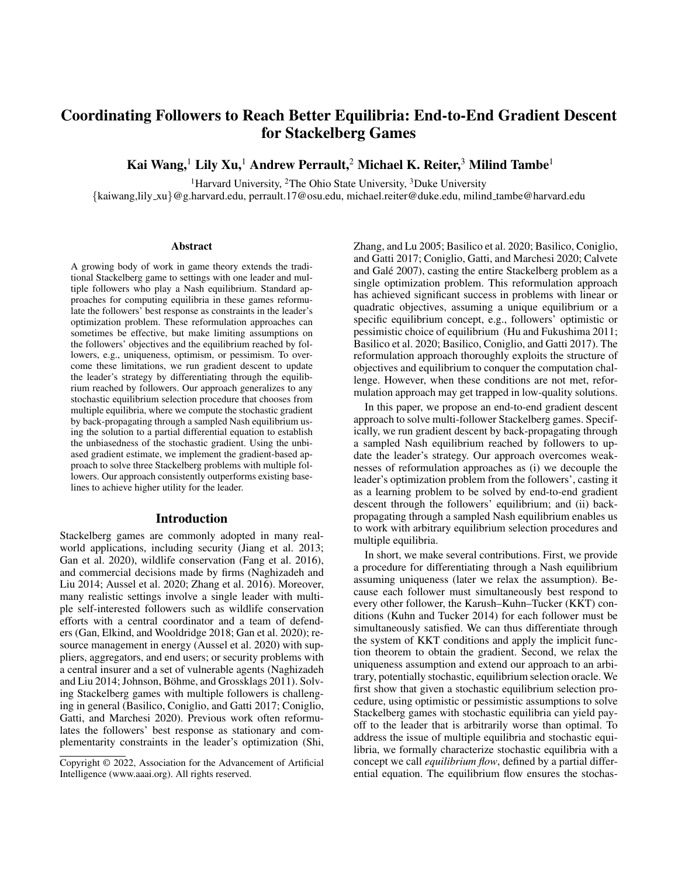# Coordinating Followers to Reach Better Equilibria: End-to-End Gradient Descent for Stackelberg Games

**Kai Wang,[1] Lily Xu,[1] Andrew Perrault,[2] Michael K. Reiter,[3] Milind Tambe[1]**

[1]Harvard University, [2]The Ohio State University, [3]Duke University

{kaiwang,lily_xu}@g.harvard.edu, perrault.17@osu.edu, michael.reiter@duke.edu, milind_tambe@harvard.edu

### Abstract

A growing body of work in game theory extends the traditional Stackelberg game to settings with one leader and multiple followers who play a Nash equilibrium. Standard approaches for computing equilibria in these games reformulate the followers' best response as constraints in the leader's optimization problem. These reformulation approaches can sometimes be effective, but make limiting assumptions on the followers' objectives and the equilibrium reached by followers, e.g., uniqueness, optimism, or pessimism. To overcome these limitations, we run gradient descent to update the leader's strategy by differentiating through the equilibrium reached by followers. Our approach generalizes to any stochastic equilibrium selection procedure that chooses from multiple equilibria, where we compute the stochastic gradient by back-propagating through a sampled Nash equilibrium using the solution to a partial differential equation to establish the unbiasedness of the stochastic gradient. Using the unbiased gradient estimate, we implement the gradient-based approach to solve three Stackelberg problems with multiple followers. Our approach consistently outperforms existing baselines to achieve higher utility for the leader.

## Introduction

Stackelberg games are commonly adopted in many real-world applications, including security (Jiang et al. 2013; Gan et al. 2020), wildlife conservation (Fang et al. 2016), and commercial decisions made by firms (Naghizadeh and Liu 2014; Aussel et al. 2020; Zhang et al. 2016). Moreover, many realistic settings involve a single leader with multiple self-interested followers such as wildlife conservation efforts with a central coordinator and a team of defenders (Gan, Elkind, and Wooldridge 2018; Gan et al. 2020); resource management in energy (Aussel et al. 2020) with suppliers, aggregators, and end users; or security problems with a central insurer and a set of vulnerable agents (Naghizadeh and Liu 2014; Johnson, Böhme, and Grossklags 2011). Solving Stackelberg games with multiple followers is challenging in general (Basilico, Coniglio, and Gatti 2017; Coniglio, Gatti, and Marchesi 2020). Previous work often reformulates the followers' best response as stationary and complementarity constraints in the leader's optimization (Shi, Zhang, and Lu 2005; Basilico et al. 2020; Basilico, Coniglio, and Gatti 2017; Coniglio, Gatti, and Marchesi 2020; Calvete and Galé 2007), casting the entire Stackelberg problem as a single optimization problem. This reformulation approach has achieved significant success in problems with linear or quadratic objectives, assuming a unique equilibrium or a specific equilibrium concept, e.g., followers' optimistic or pessimistic choice of equilibrium (Hu and Fukushima 2011; Basilico et al. 2020; Basilico, Coniglio, and Gatti 2017). The reformulation approach thoroughly exploits the structure of objectives and equilibrium to conquer the computation challenge. However, when these conditions are not met, reformulation approach may get trapped in low-quality solutions.

In this paper, we propose an end-to-end gradient descent approach to solve multi-follower Stackelberg games. Specifically, we run gradient descent by back-propagating through a sampled Nash equilibrium reached by followers to update the leader's strategy. Our approach overcomes weaknesses of reformulation approaches as (i) we decouple the leader's optimization problem from the followers', casting it as a learning problem to be solved by end-to-end gradient descent through the followers' equilibrium; and (ii) back-propagating through a sampled Nash equilibrium enables us to work with arbitrary equilibrium selection procedures and multiple equilibria.

In short, we make several contributions. First, we provide a procedure for differentiating through a Nash equilibrium assuming uniqueness (later we relax the assumption). Because each follower must simultaneously best respond to every other follower, the Karush–Kuhn–Tucker (KKT) conditions (Kuhn and Tucker 2014) for each follower must be simultaneously satisfied. We can thus differentiate through the system of KKT conditions and apply the implicit function theorem to obtain the gradient. Second, we relax the uniqueness assumption and extend our approach to an arbitrary, potentially stochastic, equilibrium selection oracle. We first show that given a stochastic equilibrium selection procedure, using optimistic or pessimistic assumptions to solve Stackelberg games with stochastic equilibria can yield payoff to the leader that is arbitrarily worse than optimal. To address the issue of multiple equilibria and stochastic equilibria, we formally characterize stochastic equilibria with a concept we call *equilibrium flow*, defined by a partial differential equation. The equilibrium flow ensures the stochas-

Copyright © 2022, Association for the Advancement of Artificial Intelligence (www.aaai.org). All rights reserved.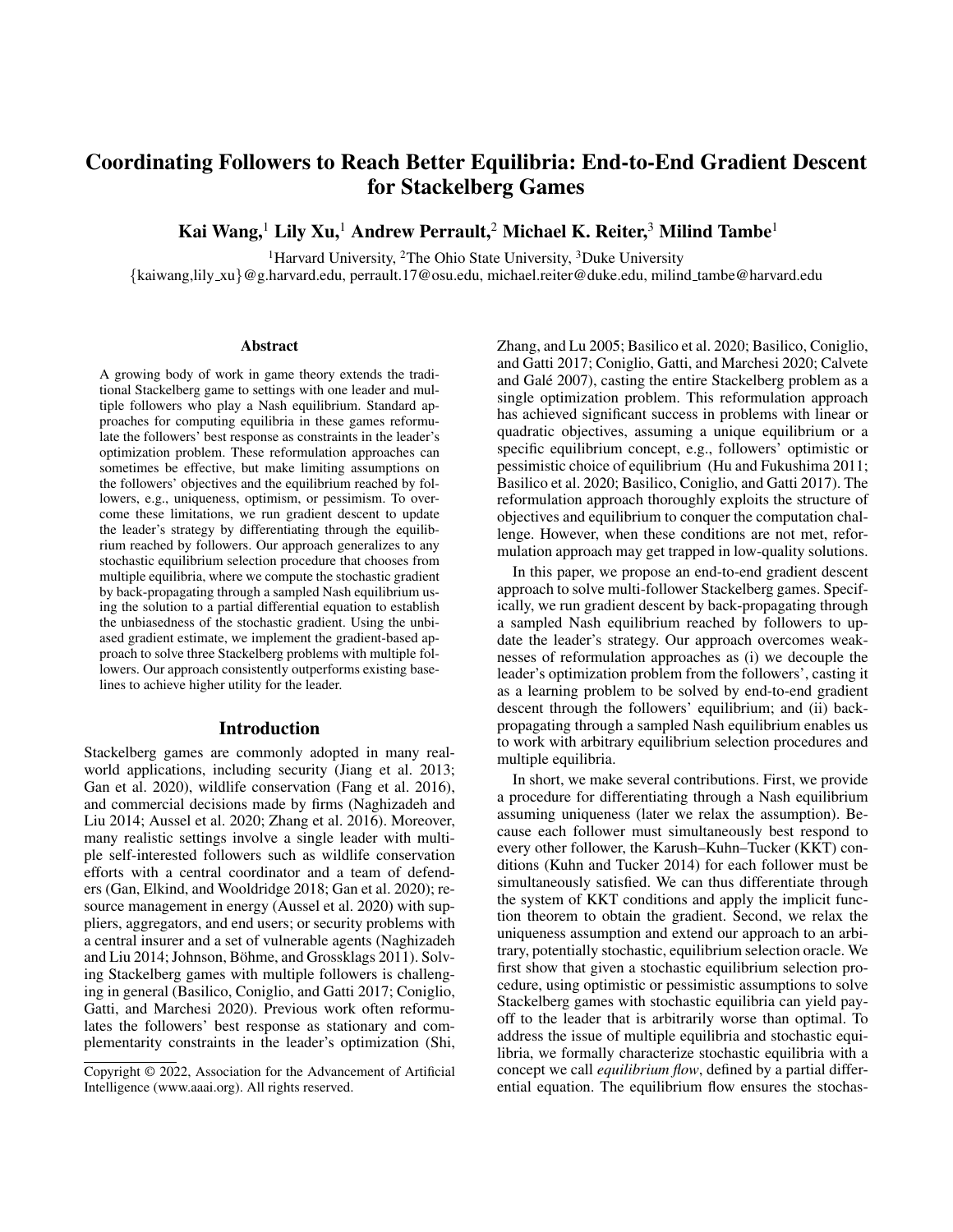# Coordinating Followers to Reach Better Equilibria: End-to-End Gradient Descent for Stackelberg Games

**Kai Wang,[1] Lily Xu,[1] Andrew Perrault,[2] Michael K. Reiter,[3] Milind Tambe[1]**

[1]Harvard University, [2]The Ohio State University, [3]Duke University

{kaiwang,lily_xu}@g.harvard.edu, perrault.17@osu.edu, michael.reiter@duke.edu, milind_tambe@harvard.edu

## Abstract

A growing body of work in game theory extends the traditional Stackelberg game to settings with one leader and multiple followers who play a Nash equilibrium. Standard approaches for computing equilibria in these games reformulate the followers' best response as constraints in the leader's optimization problem. These reformulation approaches can sometimes be effective, but make limiting assumptions on the followers' objectives and the equilibrium reached by followers, e.g., uniqueness, optimism, or pessimism. To overcome these limitations, we run gradient descent to update the leader's strategy by differentiating through the equilibrium reached by followers. Our approach generalizes to any stochastic equilibrium selection procedure that chooses from multiple equilibria, where we compute the stochastic gradient by back-propagating through a sampled Nash equilibrium using the solution to a partial differential equation to establish the unbiasedness of the stochastic gradient. Using the unbiased gradient estimate, we implement the gradient-based approach to solve three Stackelberg problems with multiple followers. Our approach consistently outperforms existing baselines to achieve higher utility for the leader.

## Introduction

Stackelberg games are commonly adopted in many real-world applications, including security (Jiang et al. 2013; Gan et al. 2020), wildlife conservation (Fang et al. 2016), and commercial decisions made by firms (Naghizadeh and Liu 2014; Aussel et al. 2020; Zhang et al. 2016). Moreover, many realistic settings involve a single leader with multiple self-interested followers such as wildlife conservation efforts with a central coordinator and a team of defenders (Gan, Elkind, and Wooldridge 2018; Gan et al. 2020); resource management in energy (Aussel et al. 2020) with suppliers, aggregators, and end users; or security problems with a central insurer and a set of vulnerable agents (Naghizadeh and Liu 2014; Johnson, Böhme, and Grossklags 2011). Solving Stackelberg games with multiple followers is challenging in general (Basilico, Coniglio, and Gatti 2017; Coniglio, Gatti, and Marchesi 2020). Previous work often reformulates the followers' best response as stationary and complementarity constraints in the leader's optimization (Shi, Zhang, and Lu 2005; Basilico et al. 2020; Basilico, Coniglio, and Gatti 2017; Coniglio, Gatti, and Marchesi 2020; Calvete and Galé 2007), casting the entire Stackelberg problem as a single optimization problem. This reformulation approach has achieved significant success in problems with linear or quadratic objectives, assuming a unique equilibrium or a specific equilibrium concept, e.g., followers' optimistic or pessimistic choice of equilibrium (Hu and Fukushima 2011; Basilico et al. 2020; Basilico, Coniglio, and Gatti 2017). The reformulation approach thoroughly exploits the structure of objectives and equilibrium to conquer the computation challenge. However, when these conditions are not met, reformulation approach may get trapped in low-quality solutions.

In this paper, we propose an end-to-end gradient descent approach to solve multi-follower Stackelberg games. Specifically, we run gradient descent by back-propagating through a sampled Nash equilibrium reached by followers to update the leader's strategy. Our approach overcomes weaknesses of reformulation approaches as (i) we decouple the leader's optimization problem from the followers', casting it as a learning problem to be solved by end-to-end gradient descent through the followers' equilibrium; and (ii) back-propagating through a sampled Nash equilibrium enables us to work with arbitrary equilibrium selection procedures and multiple equilibria.

In short, we make several contributions. First, we provide a procedure for differentiating through a Nash equilibrium assuming uniqueness (later we relax the assumption). Because each follower must simultaneously best respond to every other follower, the Karush–Kuhn–Tucker (KKT) conditions (Kuhn and Tucker 2014) for each follower must be simultaneously satisfied. We can thus differentiate through the system of KKT conditions and apply the implicit function theorem to obtain the gradient. Second, we relax the uniqueness assumption and extend our approach to an arbitrary, potentially stochastic, equilibrium selection oracle. We first show that given a stochastic equilibrium selection procedure, using optimistic or pessimistic assumptions to solve Stackelberg games with stochastic equilibria can yield payoff to the leader that is arbitrarily worse than optimal. To address the issue of multiple equilibria and stochastic equilibria, we formally characterize stochastic equilibria with a concept we call *equilibrium flow*, defined by a partial differential equation. The equilibrium flow ensures the stochas-

Copyright © 2022, Association for the Advancement of Artificial Intelligence (www.aaai.org). All rights reserved.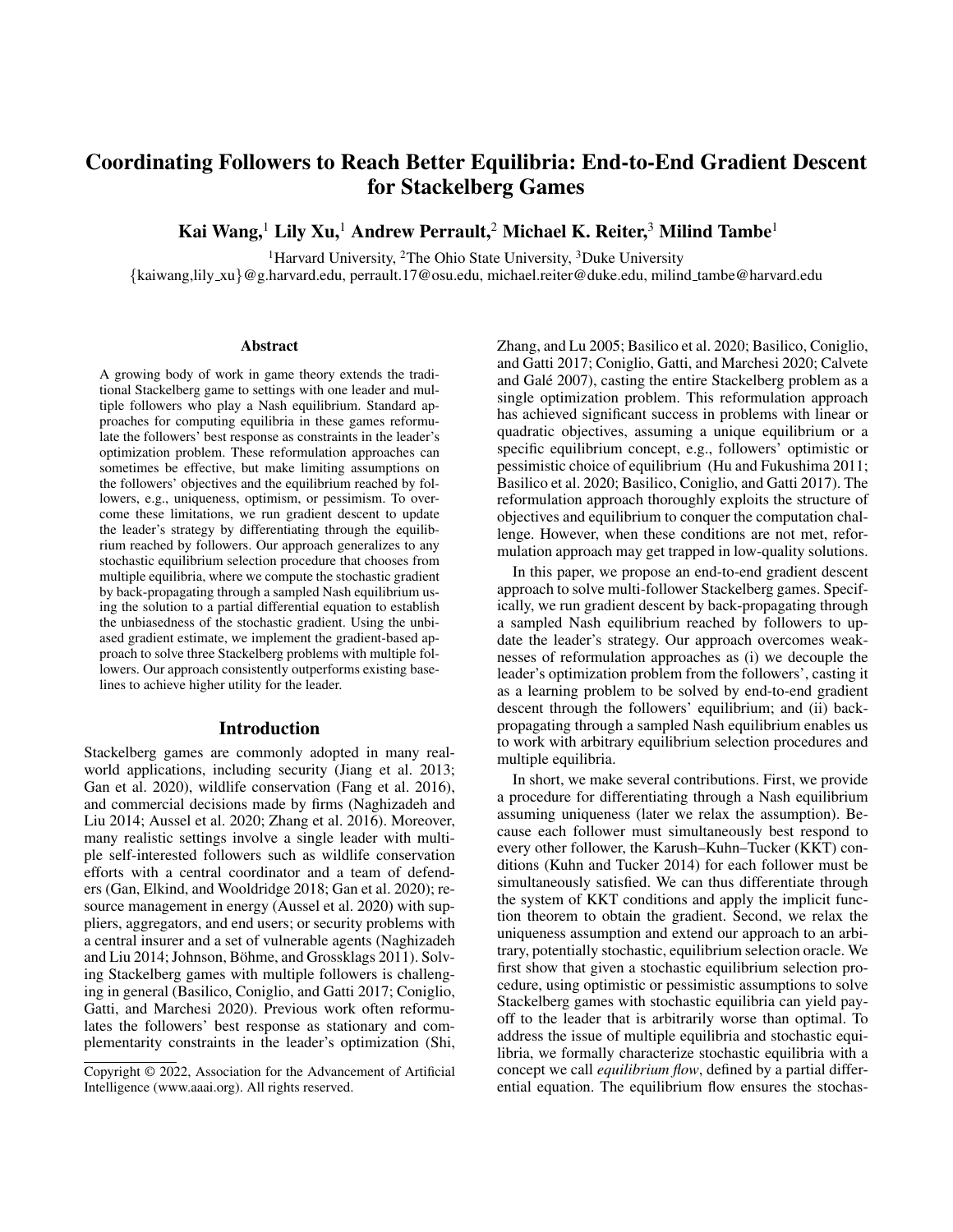# Coordinating Followers to Reach Better Equilibria: End-to-End Gradient Descent for Stackelberg Games

**Kai Wang,[1] Lily Xu,[1] Andrew Perrault,[2] Michael K. Reiter,[3] Milind Tambe[1]**

[1]Harvard University, [2]The Ohio State University, [3]Duke University

{kaiwang,lily_xu}@g.harvard.edu, perrault.17@osu.edu, michael.reiter@duke.edu, milind_tambe@harvard.edu

## Abstract

A growing body of work in game theory extends the traditional Stackelberg game to settings with one leader and multiple followers who play a Nash equilibrium. Standard approaches for computing equilibria in these games reformulate the followers' best response as constraints in the leader's optimization problem. These reformulation approaches can sometimes be effective, but make limiting assumptions on the followers' objectives and the equilibrium reached by followers, e.g., uniqueness, optimism, or pessimism. To overcome these limitations, we run gradient descent to update the leader's strategy by differentiating through the equilibrium reached by followers. Our approach generalizes to any stochastic equilibrium selection procedure that chooses from multiple equilibria, where we compute the stochastic gradient by back-propagating through a sampled Nash equilibrium using the solution to a partial differential equation to establish the unbiasedness of the stochastic gradient. Using the unbiased gradient estimate, we implement the gradient-based approach to solve three Stackelberg problems with multiple followers. Our approach consistently outperforms existing baselines to achieve higher utility for the leader.

## Introduction

Stackelberg games are commonly adopted in many real-world applications, including security (Jiang et al. 2013; Gan et al. 2020), wildlife conservation (Fang et al. 2016), and commercial decisions made by firms (Naghizadeh and Liu 2014; Aussel et al. 2020; Zhang et al. 2016). Moreover, many realistic settings involve a single leader with multiple self-interested followers such as wildlife conservation efforts with a central coordinator and a team of defenders (Gan, Elkind, and Wooldridge 2018; Gan et al. 2020); resource management in energy (Aussel et al. 2020) with suppliers, aggregators, and end users; or security problems with a central insurer and a set of vulnerable agents (Naghizadeh and Liu 2014; Johnson, Böhme, and Grossklags 2011). Solving Stackelberg games with multiple followers is challenging in general (Basilico, Coniglio, and Gatti 2017; Coniglio, Gatti, and Marchesi 2020). Previous work often reformulates the followers' best response as stationary and complementarity constraints in the leader's optimization (Shi, Zhang, and Lu 2005; Basilico et al. 2020; Basilico, Coniglio, and Gatti 2017; Coniglio, Gatti, and Marchesi 2020; Calvete and Galé 2007), casting the entire Stackelberg problem as a single optimization problem. This reformulation approach has achieved significant success in problems with linear or quadratic objectives, assuming a unique equilibrium or a specific equilibrium concept, e.g., followers' optimistic or pessimistic choice of equilibrium (Hu and Fukushima 2011; Basilico et al. 2020; Basilico, Coniglio, and Gatti 2017). The reformulation approach thoroughly exploits the structure of objectives and equilibrium to conquer the computation challenge. However, when these conditions are not met, reformulation approach may get trapped in low-quality solutions.

In this paper, we propose an end-to-end gradient descent approach to solve multi-follower Stackelberg games. Specifically, we run gradient descent by back-propagating through a sampled Nash equilibrium reached by followers to update the leader's strategy. Our approach overcomes weaknesses of reformulation approaches as (i) we decouple the leader's optimization problem from the followers', casting it as a learning problem to be solved by end-to-end gradient descent through the followers' equilibrium; and (ii) back-propagating through a sampled Nash equilibrium enables us to work with arbitrary equilibrium selection procedures and multiple equilibria.

In short, we make several contributions. First, we provide a procedure for differentiating through a Nash equilibrium assuming uniqueness (later we relax the assumption). Because each follower must simultaneously best respond to every other follower, the Karush–Kuhn–Tucker (KKT) conditions (Kuhn and Tucker 2014) for each follower must be simultaneously satisfied. We can thus differentiate through the system of KKT conditions and apply the implicit function theorem to obtain the gradient. Second, we relax the uniqueness assumption and extend our approach to an arbitrary, potentially stochastic, equilibrium selection oracle. We first show that given a stochastic equilibrium selection procedure, using optimistic or pessimistic assumptions to solve Stackelberg games with stochastic equilibria can yield payoff to the leader that is arbitrarily worse than optimal. To address the issue of multiple equilibria and stochastic equilibria, we formally characterize stochastic equilibria with a concept we call *equilibrium flow*, defined by a partial differential equation. The equilibrium flow ensures the stochas-

Copyright © 2022, Association for the Advancement of Artificial Intelligence (www.aaai.org). All rights reserved.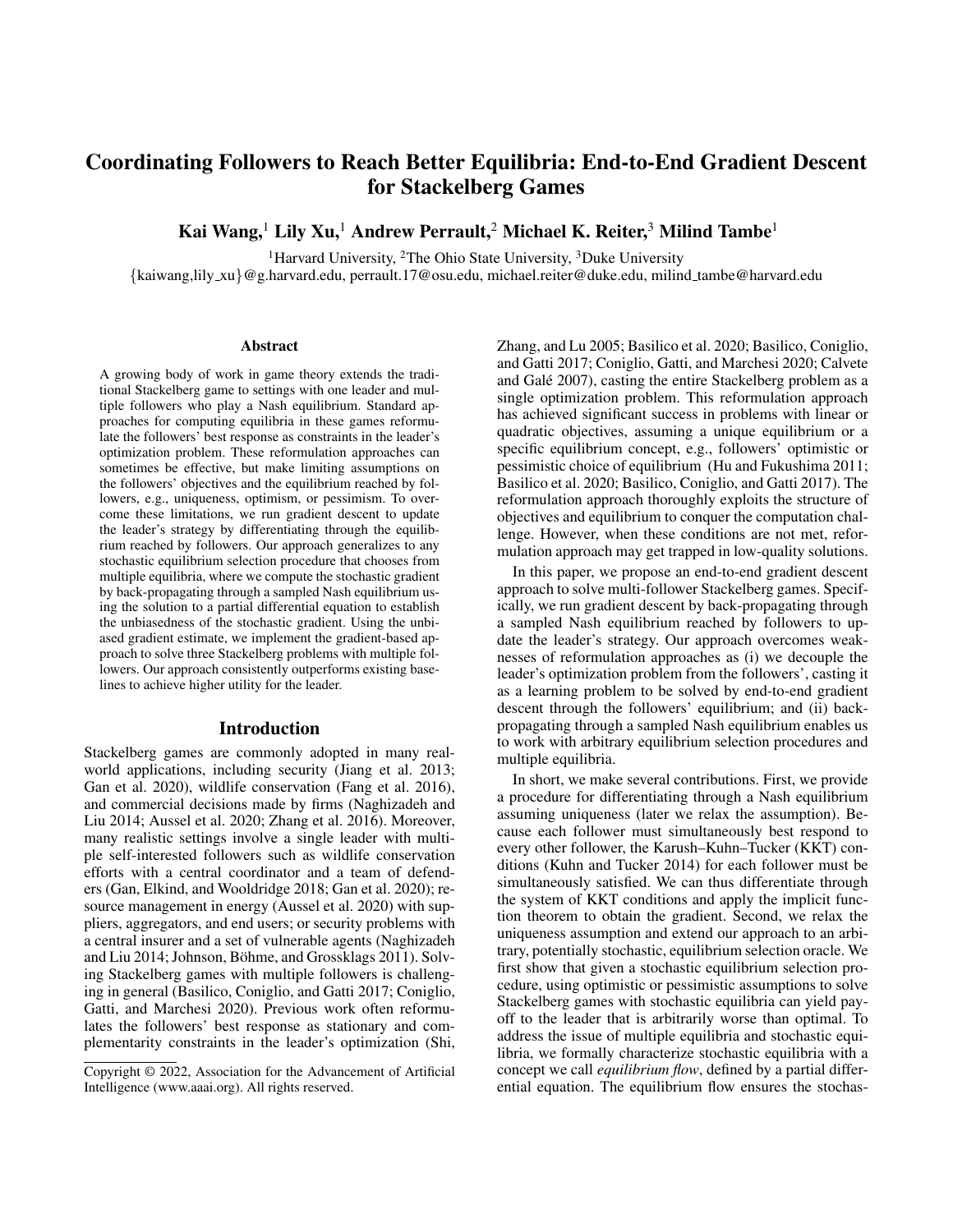# Coordinating Followers to Reach Better Equilibria: End-to-End Gradient Descent for Stackelberg Games

**Kai Wang,[1] Lily Xu,[1] Andrew Perrault,[2] Michael K. Reiter,[3] Milind Tambe[1]**

[1]Harvard University, [2]The Ohio State University, [3]Duke University

{kaiwang,lily_xu}@g.harvard.edu, perrault.17@osu.edu, michael.reiter@duke.edu, milind_tambe@harvard.edu

## Abstract

A growing body of work in game theory extends the traditional Stackelberg game to settings with one leader and multiple followers who play a Nash equilibrium. Standard approaches for computing equilibria in these games reformulate the followers' best response as constraints in the leader's optimization problem. These reformulation approaches can sometimes be effective, but make limiting assumptions on the followers' objectives and the equilibrium reached by followers, e.g., uniqueness, optimism, or pessimism. To overcome these limitations, we run gradient descent to update the leader's strategy by differentiating through the equilibrium reached by followers. Our approach generalizes to any stochastic equilibrium selection procedure that chooses from multiple equilibria, where we compute the stochastic gradient by back-propagating through a sampled Nash equilibrium using the solution to a partial differential equation to establish the unbiasedness of the stochastic gradient. Using the unbiased gradient estimate, we implement the gradient-based approach to solve three Stackelberg problems with multiple followers. Our approach consistently outperforms existing baselines to achieve higher utility for the leader.

## Introduction

Stackelberg games are commonly adopted in many real-world applications, including security (Jiang et al. 2013; Gan et al. 2020), wildlife conservation (Fang et al. 2016), and commercial decisions made by firms (Naghizadeh and Liu 2014; Aussel et al. 2020; Zhang et al. 2016). Moreover, many realistic settings involve a single leader with multiple self-interested followers such as wildlife conservation efforts with a central coordinator and a team of defenders (Gan, Elkind, and Wooldridge 2018; Gan et al. 2020); resource management in energy (Aussel et al. 2020) with suppliers, aggregators, and end users; or security problems with a central insurer and a set of vulnerable agents (Naghizadeh and Liu 2014; Johnson, Böhme, and Grossklags 2011). Solving Stackelberg games with multiple followers is challenging in general (Basilico, Coniglio, and Gatti 2017; Coniglio, Gatti, and Marchesi 2020). Previous work often reformulates the followers' best response as stationary and complementarity constraints in the leader's optimization (Shi, Zhang, and Lu 2005; Basilico et al. 2020; Basilico, Coniglio, and Gatti 2017; Coniglio, Gatti, and Marchesi 2020; Calvete and Galé 2007), casting the entire Stackelberg problem as a single optimization problem. This reformulation approach has achieved significant success in problems with linear or quadratic objectives, assuming a unique equilibrium or a specific equilibrium concept, e.g., followers' optimistic or pessimistic choice of equilibrium (Hu and Fukushima 2011; Basilico et al. 2020; Basilico, Coniglio, and Gatti 2017). The reformulation approach thoroughly exploits the structure of objectives and equilibrium to conquer the computation challenge. However, when these conditions are not met, reformulation approach may get trapped in low-quality solutions.

In this paper, we propose an end-to-end gradient descent approach to solve multi-follower Stackelberg games. Specifically, we run gradient descent by back-propagating through a sampled Nash equilibrium reached by followers to update the leader's strategy. Our approach overcomes weaknesses of reformulation approaches as (i) we decouple the leader's optimization problem from the followers', casting it as a learning problem to be solved by end-to-end gradient descent through the followers' equilibrium; and (ii) back-propagating through a sampled Nash equilibrium enables us to work with arbitrary equilibrium selection procedures and multiple equilibria.

In short, we make several contributions. First, we provide a procedure for differentiating through a Nash equilibrium assuming uniqueness (later we relax the assumption). Because each follower must simultaneously best respond to every other follower, the Karush–Kuhn–Tucker (KKT) conditions (Kuhn and Tucker 2014) for each follower must be simultaneously satisfied. We can thus differentiate through the system of KKT conditions and apply the implicit function theorem to obtain the gradient. Second, we relax the uniqueness assumption and extend our approach to an arbitrary, potentially stochastic, equilibrium selection oracle. We first show that given a stochastic equilibrium selection procedure, using optimistic or pessimistic assumptions to solve Stackelberg games with stochastic equilibria can yield payoff to the leader that is arbitrarily worse than optimal. To address the issue of multiple equilibria and stochastic equilibria, we formally characterize stochastic equilibria with a concept we call *equilibrium flow*, defined by a partial differential equation. The equilibrium flow ensures the stochas-

Copyright © 2022, Association for the Advancement of Artificial Intelligence (www.aaai.org). All rights reserved.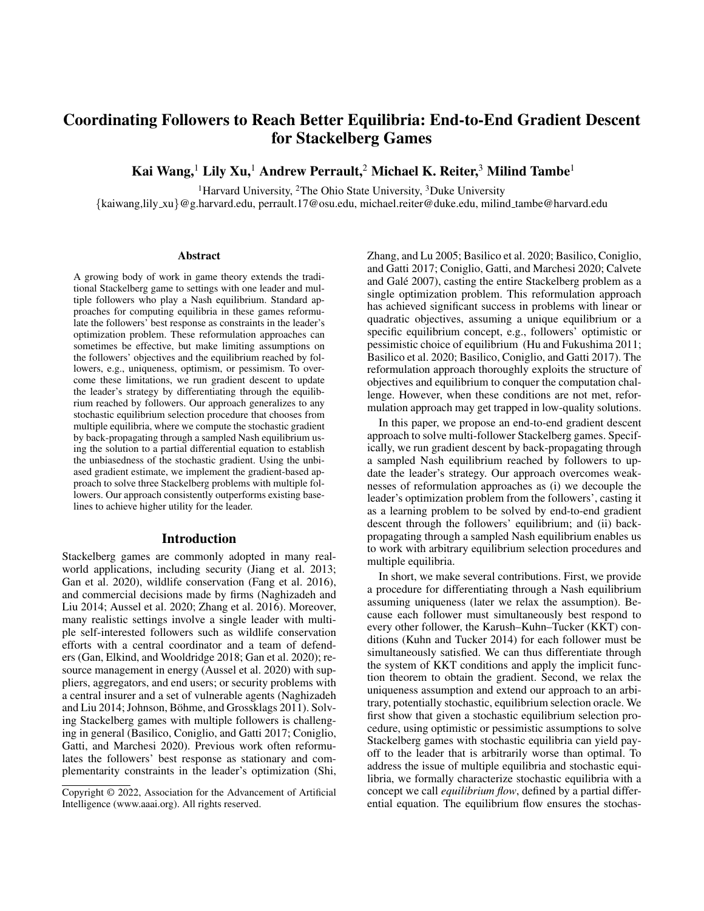# Coordinating Followers to Reach Better Equilibria: End-to-End Gradient Descent for Stackelberg Games

**Kai Wang,[1] Lily Xu,[1] Andrew Perrault,[2] Michael K. Reiter,[3] Milind Tambe[1]**

[1]Harvard University, [2]The Ohio State University, [3]Duke University

{kaiwang,lily_xu}@g.harvard.edu, perrault.17@osu.edu, michael.reiter@duke.edu, milind_tambe@harvard.edu

## Abstract

A growing body of work in game theory extends the traditional Stackelberg game to settings with one leader and multiple followers who play a Nash equilibrium. Standard approaches for computing equilibria in these games reformulate the followers' best response as constraints in the leader's optimization problem. These reformulation approaches can sometimes be effective, but make limiting assumptions on the followers' objectives and the equilibrium reached by followers, e.g., uniqueness, optimism, or pessimism. To overcome these limitations, we run gradient descent to update the leader's strategy by differentiating through the equilibrium reached by followers. Our approach generalizes to any stochastic equilibrium selection procedure that chooses from multiple equilibria, where we compute the stochastic gradient by back-propagating through a sampled Nash equilibrium using the solution to a partial differential equation to establish the unbiasedness of the stochastic gradient. Using the unbiased gradient estimate, we implement the gradient-based approach to solve three Stackelberg problems with multiple followers. Our approach consistently outperforms existing baselines to achieve higher utility for the leader.

## Introduction

Stackelberg games are commonly adopted in many real-world applications, including security (Jiang et al. 2013; Gan et al. 2020), wildlife conservation (Fang et al. 2016), and commercial decisions made by firms (Naghizadeh and Liu 2014; Aussel et al. 2020; Zhang et al. 2016). Moreover, many realistic settings involve a single leader with multiple self-interested followers such as wildlife conservation efforts with a central coordinator and a team of defenders (Gan, Elkind, and Wooldridge 2018; Gan et al. 2020); resource management in energy (Aussel et al. 2020) with suppliers, aggregators, and end users; or security problems with a central insurer and a set of vulnerable agents (Naghizadeh and Liu 2014; Johnson, Böhme, and Grossklags 2011). Solving Stackelberg games with multiple followers is challenging in general (Basilico, Coniglio, and Gatti 2017; Coniglio, Gatti, and Marchesi 2020). Previous work often reformulates the followers' best response as stationary and complementarity constraints in the leader's optimization (Shi, Zhang, and Lu 2005; Basilico et al. 2020; Basilico, Coniglio, and Gatti 2017; Coniglio, Gatti, and Marchesi 2020; Calvete and Galé 2007), casting the entire Stackelberg problem as a single optimization problem. This reformulation approach has achieved significant success in problems with linear or quadratic objectives, assuming a unique equilibrium or a specific equilibrium concept, e.g., followers' optimistic or pessimistic choice of equilibrium (Hu and Fukushima 2011; Basilico et al. 2020; Basilico, Coniglio, and Gatti 2017). The reformulation approach thoroughly exploits the structure of objectives and equilibrium to conquer the computation challenge. However, when these conditions are not met, reformulation approach may get trapped in low-quality solutions.

In this paper, we propose an end-to-end gradient descent approach to solve multi-follower Stackelberg games. Specifically, we run gradient descent by back-propagating through a sampled Nash equilibrium reached by followers to update the leader's strategy. Our approach overcomes weaknesses of reformulation approaches as (i) we decouple the leader's optimization problem from the followers', casting it as a learning problem to be solved by end-to-end gradient descent through the followers' equilibrium; and (ii) back-propagating through a sampled Nash equilibrium enables us to work with arbitrary equilibrium selection procedures and multiple equilibria.

In short, we make several contributions. First, we provide a procedure for differentiating through a Nash equilibrium assuming uniqueness (later we relax the assumption). Because each follower must simultaneously best respond to every other follower, the Karush–Kuhn–Tucker (KKT) conditions (Kuhn and Tucker 2014) for each follower must be simultaneously satisfied. We can thus differentiate through the system of KKT conditions and apply the implicit function theorem to obtain the gradient. Second, we relax the uniqueness assumption and extend our approach to an arbitrary, potentially stochastic, equilibrium selection oracle. We first show that given a stochastic equilibrium selection procedure, using optimistic or pessimistic assumptions to solve Stackelberg games with stochastic equilibria can yield payoff to the leader that is arbitrarily worse than optimal. To address the issue of multiple equilibria and stochastic equilibria, we formally characterize stochastic equilibria with a concept we call *equilibrium flow*, defined by a partial differential equation. The equilibrium flow ensures the stochas-

Copyright © 2022, Association for the Advancement of Artificial Intelligence (www.aaai.org). All rights reserved.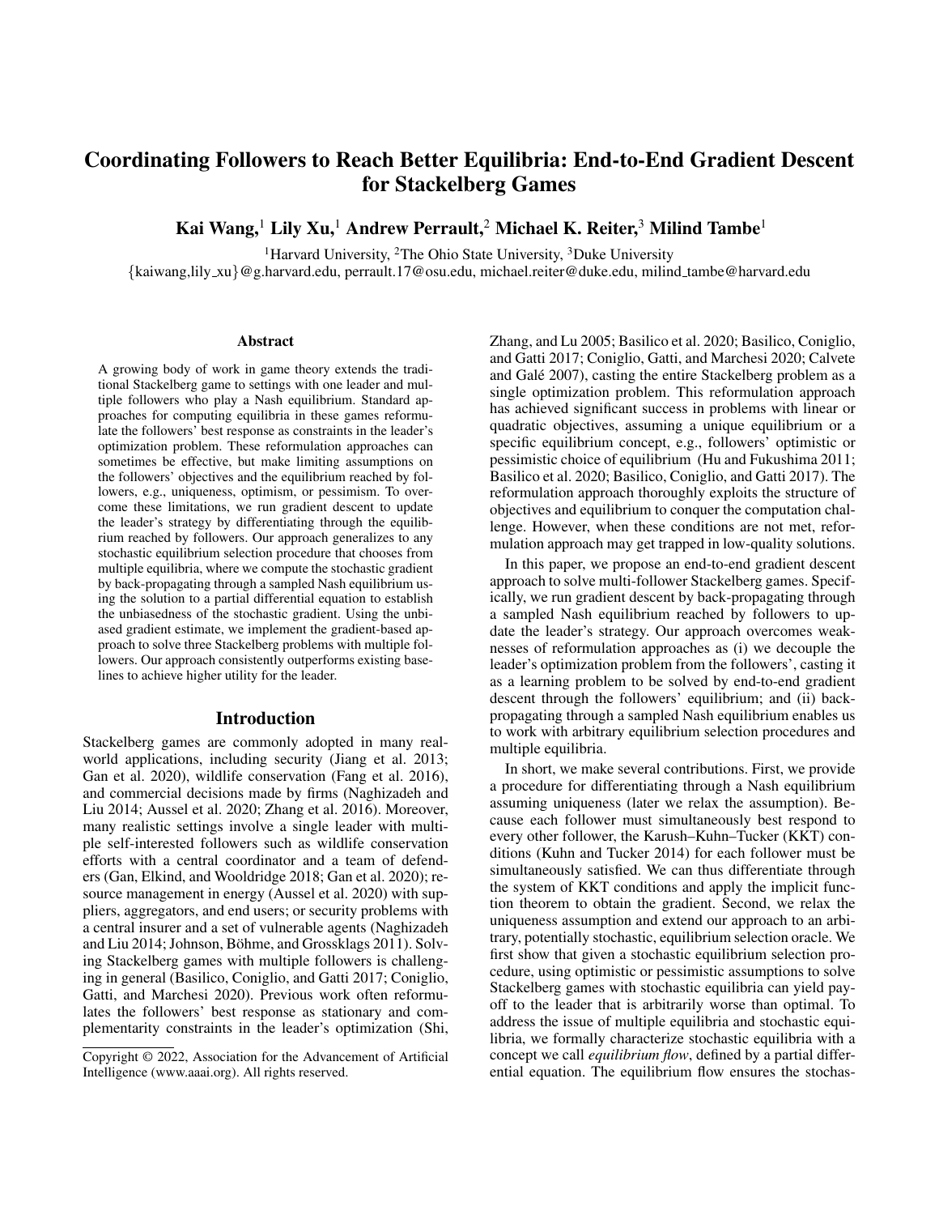# Coordinating Followers to Reach Better Equilibria: End-to-End Gradient Descent for Stackelberg Games

**Kai Wang,[1] Lily Xu,[1] Andrew Perrault,[2] Michael K. Reiter,[3] Milind Tambe[1]**

[1]Harvard University, [2]The Ohio State University, [3]Duke University
{kaiwang,lily_xu}@g.harvard.edu, perrault.17@osu.edu, michael.reiter@duke.edu, milind_tambe@harvard.edu

## Abstract

A growing body of work in game theory extends the traditional Stackelberg game to settings with one leader and multiple followers who play a Nash equilibrium. Standard approaches for computing equilibria in these games reformulate the followers' best response as constraints in the leader's optimization problem. These reformulation approaches can sometimes be effective, but make limiting assumptions on the followers' objectives and the equilibrium reached by followers, e.g., uniqueness, optimism, or pessimism. To overcome these limitations, we run gradient descent to update the leader's strategy by differentiating through the equilibrium reached by followers. Our approach generalizes to any stochastic equilibrium selection procedure that chooses from multiple equilibria, where we compute the stochastic gradient by back-propagating through a sampled Nash equilibrium using the solution to a partial differential equation to establish the unbiasedness of the stochastic gradient. Using the unbiased gradient estimate, we implement the gradient-based approach to solve three Stackelberg problems with multiple followers. Our approach consistently outperforms existing baselines to achieve higher utility for the leader.

## Introduction

Stackelberg games are commonly adopted in many real-world applications, including security (Jiang et al. 2013; Gan et al. 2020), wildlife conservation (Fang et al. 2016), and commercial decisions made by firms (Naghizadeh and Liu 2014; Aussel et al. 2020; Zhang et al. 2016). Moreover, many realistic settings involve a single leader with multiple self-interested followers such as wildlife conservation efforts with a central coordinator and a team of defenders (Gan, Elkind, and Wooldridge 2018; Gan et al. 2020); resource management in energy (Aussel et al. 2020) with suppliers, aggregators, and end users; or security problems with a central insurer and a set of vulnerable agents (Naghizadeh and Liu 2014; Johnson, Böhme, and Grossklags 2011). Solving Stackelberg games with multiple followers is challenging in general (Basilico, Coniglio, and Gatti 2017; Coniglio, Gatti, and Marchesi 2020). Previous work often reformulates the followers' best response as stationary and complementarity constraints in the leader's optimization (Shi, Zhang, and Lu 2005; Basilico et al. 2020; Basilico, Coniglio, and Gatti 2017; Coniglio, Gatti, and Marchesi 2020; Calvete and Galé 2007), casting the entire Stackelberg problem as a single optimization problem. This reformulation approach has achieved significant success in problems with linear or quadratic objectives, assuming a unique equilibrium or a specific equilibrium concept, e.g., followers' optimistic or pessimistic choice of equilibrium (Hu and Fukushima 2011; Basilico et al. 2020; Basilico, Coniglio, and Gatti 2017). The reformulation approach thoroughly exploits the structure of objectives and equilibrium to conquer the computation challenge. However, when these conditions are not met, reformulation approach may get trapped in low-quality solutions.

In this paper, we propose an end-to-end gradient descent approach to solve multi-follower Stackelberg games. Specifically, we run gradient descent by back-propagating through a sampled Nash equilibrium reached by followers to update the leader's strategy. Our approach overcomes weaknesses of reformulation approaches as (i) we decouple the leader's optimization problem from the followers', casting it as a learning problem to be solved by end-to-end gradient descent through the followers' equilibrium; and (ii) back-propagating through a sampled Nash equilibrium enables us to work with arbitrary equilibrium selection procedures and multiple equilibria.

In short, we make several contributions. First, we provide a procedure for differentiating through a Nash equilibrium assuming uniqueness (later we relax the assumption). Because each follower must simultaneously best respond to every other follower, the Karush–Kuhn–Tucker (KKT) conditions (Kuhn and Tucker 2014) for each follower must be simultaneously satisfied. We can thus differentiate through the system of KKT conditions and apply the implicit function theorem to obtain the gradient. Second, we relax the uniqueness assumption and extend our approach to an arbitrary, potentially stochastic, equilibrium selection oracle. We first show that given a stochastic equilibrium selection procedure, using optimistic or pessimistic assumptions to solve Stackelberg games with stochastic equilibria can yield payoff to the leader that is arbitrarily worse than optimal. To address the issue of multiple equilibria and stochastic equilibria, we formally characterize stochastic equilibria with a concept we call *equilibrium flow*, defined by a partial differential equation. The equilibrium flow ensures the stochas-

Copyright © 2022, Association for the Advancement of Artificial Intelligence (www.aaai.org). All rights reserved.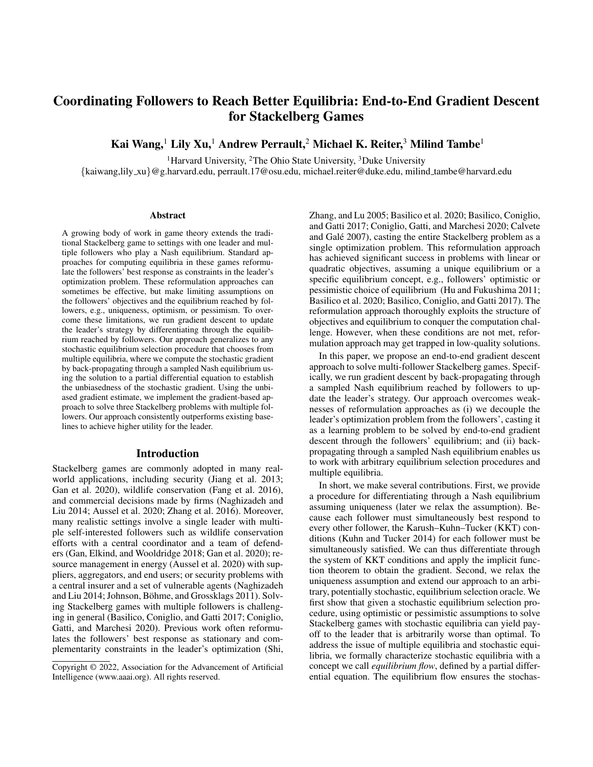# Coordinating Followers to Reach Better Equilibria: End-to-End Gradient Descent for Stackelberg Games

**Kai Wang,[1] Lily Xu,[1] Andrew Perrault,[2] Michael K. Reiter,[3] Milind Tambe[1]**

[1]Harvard University, [2]The Ohio State University, [3]Duke University

{kaiwang,lily_xu}@g.harvard.edu, perrault.17@osu.edu, michael.reiter@duke.edu, milind_tambe@harvard.edu

## Abstract

A growing body of work in game theory extends the traditional Stackelberg game to settings with one leader and multiple followers who play a Nash equilibrium. Standard approaches for computing equilibria in these games reformulate the followers' best response as constraints in the leader's optimization problem. These reformulation approaches can sometimes be effective, but make limiting assumptions on the followers' objectives and the equilibrium reached by followers, e.g., uniqueness, optimism, or pessimism. To overcome these limitations, we run gradient descent to update the leader's strategy by differentiating through the equilibrium reached by followers. Our approach generalizes to any stochastic equilibrium selection procedure that chooses from multiple equilibria, where we compute the stochastic gradient by back-propagating through a sampled Nash equilibrium using the solution to a partial differential equation to establish the unbiasedness of the stochastic gradient. Using the unbiased gradient estimate, we implement the gradient-based approach to solve three Stackelberg problems with multiple followers. Our approach consistently outperforms existing baselines to achieve higher utility for the leader.

## Introduction

Stackelberg games are commonly adopted in many real-world applications, including security (Jiang et al. 2013; Gan et al. 2020), wildlife conservation (Fang et al. 2016), and commercial decisions made by firms (Naghizadeh and Liu 2014; Aussel et al. 2020; Zhang et al. 2016). Moreover, many realistic settings involve a single leader with multiple self-interested followers such as wildlife conservation efforts with a central coordinator and a team of defenders (Gan, Elkind, and Wooldridge 2018; Gan et al. 2020); resource management in energy (Aussel et al. 2020) with suppliers, aggregators, and end users; or security problems with a central insurer and a set of vulnerable agents (Naghizadeh and Liu 2014; Johnson, Böhme, and Grossklags 2011). Solving Stackelberg games with multiple followers is challenging in general (Basilico, Coniglio, and Gatti 2017; Coniglio, Gatti, and Marchesi 2020). Previous work often reformulates the followers' best response as stationary and complementarity constraints in the leader's optimization (Shi, Zhang, and Lu 2005; Basilico et al. 2020; Basilico, Coniglio, and Gatti 2017; Coniglio, Gatti, and Marchesi 2020; Calvete and Galé 2007), casting the entire Stackelberg problem as a single optimization problem. This reformulation approach has achieved significant success in problems with linear or quadratic objectives, assuming a unique equilibrium or a specific equilibrium concept, e.g., followers' optimistic or pessimistic choice of equilibrium (Hu and Fukushima 2011; Basilico et al. 2020; Basilico, Coniglio, and Gatti 2017). The reformulation approach thoroughly exploits the structure of objectives and equilibrium to conquer the computation challenge. However, when these conditions are not met, reformulation approach may get trapped in low-quality solutions.

In this paper, we propose an end-to-end gradient descent approach to solve multi-follower Stackelberg games. Specifically, we run gradient descent by back-propagating through a sampled Nash equilibrium reached by followers to update the leader's strategy. Our approach overcomes weaknesses of reformulation approaches as (i) we decouple the leader's optimization problem from the followers', casting it as a learning problem to be solved by end-to-end gradient descent through the followers' equilibrium; and (ii) back-propagating through a sampled Nash equilibrium enables us to work with arbitrary equilibrium selection procedures and multiple equilibria.

In short, we make several contributions. First, we provide a procedure for differentiating through a Nash equilibrium assuming uniqueness (later we relax the assumption). Because each follower must simultaneously best respond to every other follower, the Karush–Kuhn–Tucker (KKT) conditions (Kuhn and Tucker 2014) for each follower must be simultaneously satisfied. We can thus differentiate through the system of KKT conditions and apply the implicit function theorem to obtain the gradient. Second, we relax the uniqueness assumption and extend our approach to an arbitrary, potentially stochastic, equilibrium selection oracle. We first show that given a stochastic equilibrium selection procedure, using optimistic or pessimistic assumptions to solve Stackelberg games with stochastic equilibria can yield payoff to the leader that is arbitrarily worse than optimal. To address the issue of multiple equilibria and stochastic equilibria, we formally characterize stochastic equilibria with a concept we call *equilibrium flow*, defined by a partial differential equation. The equilibrium flow ensures the stochas-

Copyright © 2022, Association for the Advancement of Artificial Intelligence (www.aaai.org). All rights reserved.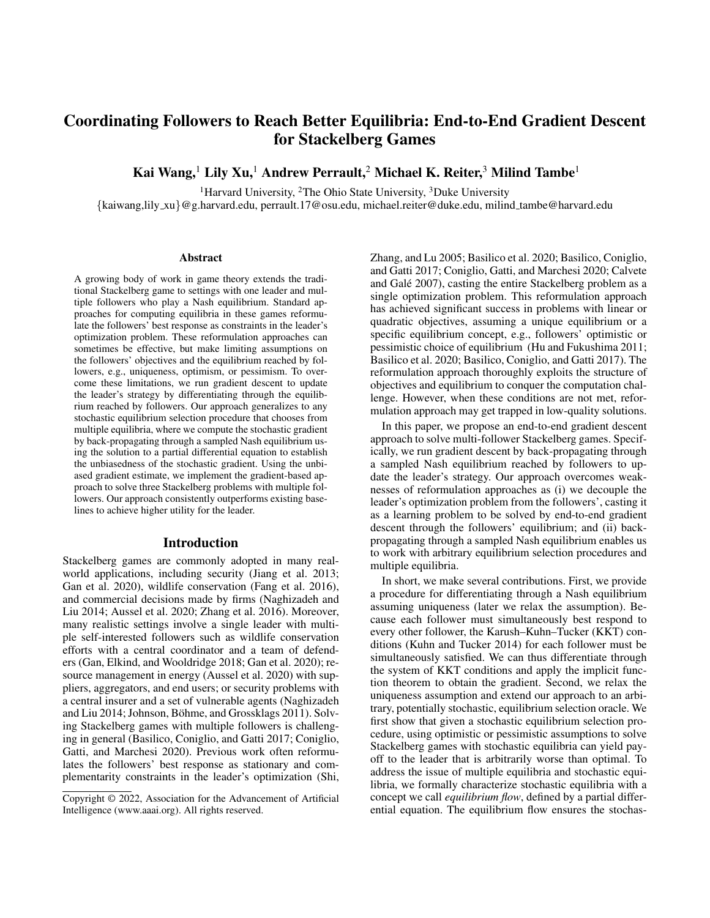# Coordinating Followers to Reach Better Equilibria: End-to-End Gradient Descent for Stackelberg Games

**Kai Wang,[1] Lily Xu,[1] Andrew Perrault,[2] Michael K. Reiter,[3] Milind Tambe[1]**

[1]Harvard University, [2]The Ohio State University, [3]Duke University

{kaiwang,lily_xu}@g.harvard.edu, perrault.17@osu.edu, michael.reiter@duke.edu, milind_tambe@harvard.edu

## Abstract

A growing body of work in game theory extends the traditional Stackelberg game to settings with one leader and multiple followers who play a Nash equilibrium. Standard approaches for computing equilibria in these games reformulate the followers' best response as constraints in the leader's optimization problem. These reformulation approaches can sometimes be effective, but make limiting assumptions on the followers' objectives and the equilibrium reached by followers, e.g., uniqueness, optimism, or pessimism. To overcome these limitations, we run gradient descent to update the leader's strategy by differentiating through the equilibrium reached by followers. Our approach generalizes to any stochastic equilibrium selection procedure that chooses from multiple equilibria, where we compute the stochastic gradient by back-propagating through a sampled Nash equilibrium using the solution to a partial differential equation to establish the unbiasedness of the stochastic gradient. Using the unbiased gradient estimate, we implement the gradient-based approach to solve three Stackelberg problems with multiple followers. Our approach consistently outperforms existing baselines to achieve higher utility for the leader.

## Introduction

Stackelberg games are commonly adopted in many real-world applications, including security (Jiang et al. 2013; Gan et al. 2020), wildlife conservation (Fang et al. 2016), and commercial decisions made by firms (Naghizadeh and Liu 2014; Aussel et al. 2020; Zhang et al. 2016). Moreover, many realistic settings involve a single leader with multiple self-interested followers such as wildlife conservation efforts with a central coordinator and a team of defenders (Gan, Elkind, and Wooldridge 2018; Gan et al. 2020); resource management in energy (Aussel et al. 2020) with suppliers, aggregators, and end users; or security problems with a central insurer and a set of vulnerable agents (Naghizadeh and Liu 2014; Johnson, Böhme, and Grossklags 2011). Solving Stackelberg games with multiple followers is challenging in general (Basilico, Coniglio, and Gatti 2017; Coniglio, Gatti, and Marchesi 2020). Previous work often reformulates the followers' best response as stationary and complementarity constraints in the leader's optimization (Shi, Zhang, and Lu 2005; Basilico et al. 2020; Basilico, Coniglio, and Gatti 2017; Coniglio, Gatti, and Marchesi 2020; Calvete and Galé 2007), casting the entire Stackelberg problem as a single optimization problem. This reformulation approach has achieved significant success in problems with linear or quadratic objectives, assuming a unique equilibrium or a specific equilibrium concept, e.g., followers' optimistic or pessimistic choice of equilibrium (Hu and Fukushima 2011; Basilico et al. 2020; Basilico, Coniglio, and Gatti 2017). The reformulation approach thoroughly exploits the structure of objectives and equilibrium to conquer the computation challenge. However, when these conditions are not met, reformulation approach may get trapped in low-quality solutions.

In this paper, we propose an end-to-end gradient descent approach to solve multi-follower Stackelberg games. Specifically, we run gradient descent by back-propagating through a sampled Nash equilibrium reached by followers to update the leader's strategy. Our approach overcomes weaknesses of reformulation approaches as (i) we decouple the leader's optimization problem from the followers', casting it as a learning problem to be solved by end-to-end gradient descent through the followers' equilibrium; and (ii) back-propagating through a sampled Nash equilibrium enables us to work with arbitrary equilibrium selection procedures and multiple equilibria.

In short, we make several contributions. First, we provide a procedure for differentiating through a Nash equilibrium assuming uniqueness (later we relax the assumption). Because each follower must simultaneously best respond to every other follower, the Karush–Kuhn–Tucker (KKT) conditions (Kuhn and Tucker 2014) for each follower must be simultaneously satisfied. We can thus differentiate through the system of KKT conditions and apply the implicit function theorem to obtain the gradient. Second, we relax the uniqueness assumption and extend our approach to an arbitrary, potentially stochastic, equilibrium selection oracle. We first show that given a stochastic equilibrium selection procedure, using optimistic or pessimistic assumptions to solve Stackelberg games with stochastic equilibria can yield payoff to the leader that is arbitrarily worse than optimal. To address the issue of multiple equilibria and stochastic equilibria, we formally characterize stochastic equilibria with a concept we call *equilibrium flow*, defined by a partial differential equation. The equilibrium flow ensures the stochas-

Copyright © 2022, Association for the Advancement of Artificial Intelligence (www.aaai.org). All rights reserved.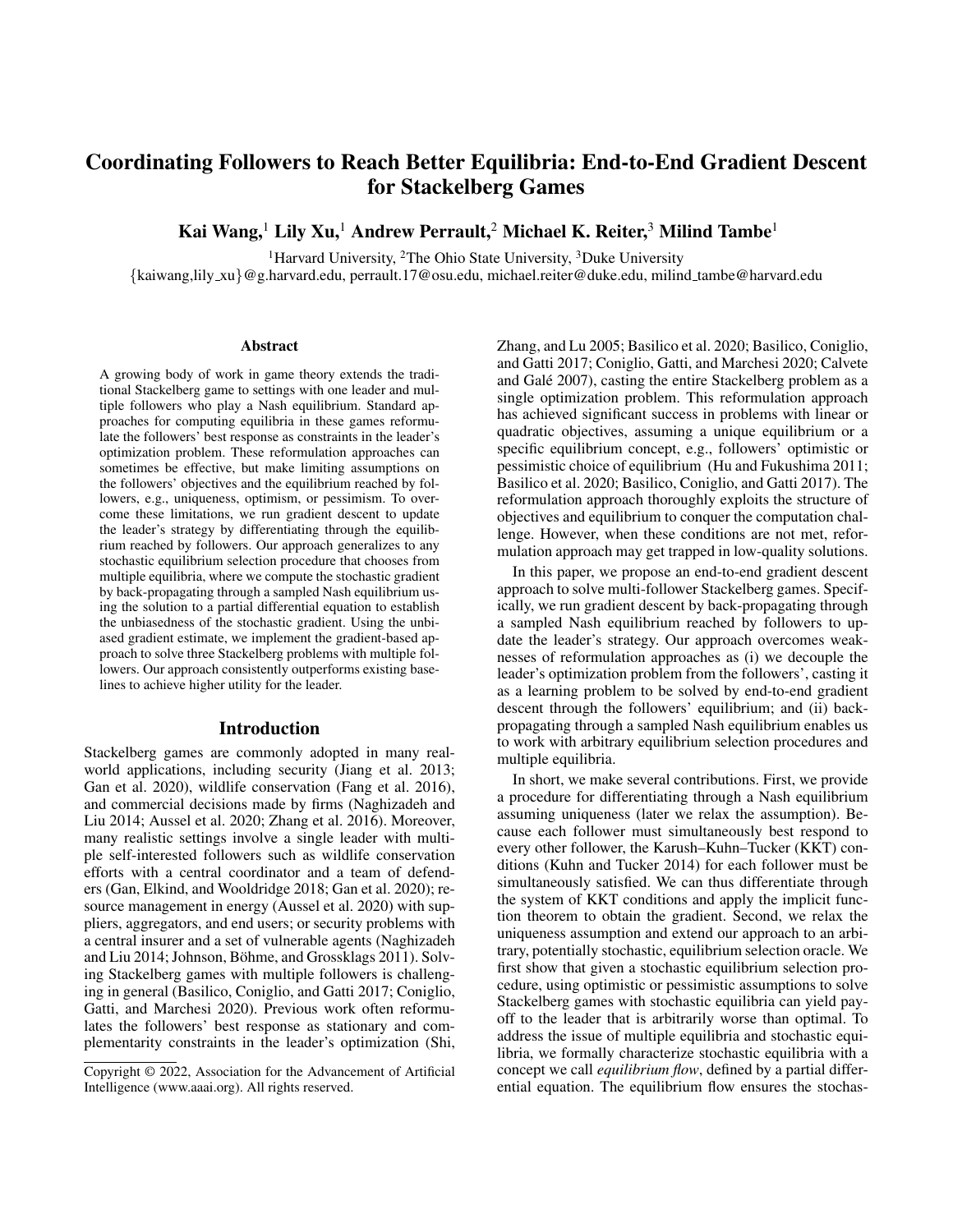# Coordinating Followers to Reach Better Equilibria: End-to-End Gradient Descent for Stackelberg Games

**Kai Wang,[1] Lily Xu,[1] Andrew Perrault,[2] Michael K. Reiter,[3] Milind Tambe[1]**

[1]Harvard University, [2]The Ohio State University, [3]Duke University

{kaiwang,lily_xu}@g.harvard.edu, perrault.17@osu.edu, michael.reiter@duke.edu, milind_tambe@harvard.edu

## Abstract

A growing body of work in game theory extends the traditional Stackelberg game to settings with one leader and multiple followers who play a Nash equilibrium. Standard approaches for computing equilibria in these games reformulate the followers' best response as constraints in the leader's optimization problem. These reformulation approaches can sometimes be effective, but make limiting assumptions on the followers' objectives and the equilibrium reached by followers, e.g., uniqueness, optimism, or pessimism. To overcome these limitations, we run gradient descent to update the leader's strategy by differentiating through the equilibrium reached by followers. Our approach generalizes to any stochastic equilibrium selection procedure that chooses from multiple equilibria, where we compute the stochastic gradient by back-propagating through a sampled Nash equilibrium using the solution to a partial differential equation to establish the unbiasedness of the stochastic gradient. Using the unbiased gradient estimate, we implement the gradient-based approach to solve three Stackelberg problems with multiple followers. Our approach consistently outperforms existing baselines to achieve higher utility for the leader.

## Introduction

Stackelberg games are commonly adopted in many real-world applications, including security (Jiang et al. 2013; Gan et al. 2020), wildlife conservation (Fang et al. 2016), and commercial decisions made by firms (Naghizadeh and Liu 2014; Aussel et al. 2020; Zhang et al. 2016). Moreover, many realistic settings involve a single leader with multiple self-interested followers such as wildlife conservation efforts with a central coordinator and a team of defenders (Gan, Elkind, and Wooldridge 2018; Gan et al. 2020); resource management in energy (Aussel et al. 2020) with suppliers, aggregators, and end users; or security problems with a central insurer and a set of vulnerable agents (Naghizadeh and Liu 2014; Johnson, Böhme, and Grossklags 2011). Solving Stackelberg games with multiple followers is challenging in general (Basilico, Coniglio, and Gatti 2017; Coniglio, Gatti, and Marchesi 2020). Previous work often reformulates the followers' best response as stationary and complementarity constraints in the leader's optimization (Shi, Zhang, and Lu 2005; Basilico et al. 2020; Basilico, Coniglio, and Gatti 2017; Coniglio, Gatti, and Marchesi 2020; Calvete and Galé 2007), casting the entire Stackelberg problem as a single optimization problem. This reformulation approach has achieved significant success in problems with linear or quadratic objectives, assuming a unique equilibrium or a specific equilibrium concept, e.g., followers' optimistic or pessimistic choice of equilibrium (Hu and Fukushima 2011; Basilico et al. 2020; Basilico, Coniglio, and Gatti 2017). The reformulation approach thoroughly exploits the structure of objectives and equilibrium to conquer the computation challenge. However, when these conditions are not met, reformulation approach may get trapped in low-quality solutions.

In this paper, we propose an end-to-end gradient descent approach to solve multi-follower Stackelberg games. Specifically, we run gradient descent by back-propagating through a sampled Nash equilibrium reached by followers to update the leader's strategy. Our approach overcomes weaknesses of reformulation approaches as (i) we decouple the leader's optimization problem from the followers', casting it as a learning problem to be solved by end-to-end gradient descent through the followers' equilibrium; and (ii) back-propagating through a sampled Nash equilibrium enables us to work with arbitrary equilibrium selection procedures and multiple equilibria.

In short, we make several contributions. First, we provide a procedure for differentiating through a Nash equilibrium assuming uniqueness (later we relax the assumption). Because each follower must simultaneously best respond to every other follower, the Karush–Kuhn–Tucker (KKT) conditions (Kuhn and Tucker 2014) for each follower must be simultaneously satisfied. We can thus differentiate through the system of KKT conditions and apply the implicit function theorem to obtain the gradient. Second, we relax the uniqueness assumption and extend our approach to an arbitrary, potentially stochastic, equilibrium selection oracle. We first show that given a stochastic equilibrium selection procedure, using optimistic or pessimistic assumptions to solve Stackelberg games with stochastic equilibria can yield payoff to the leader that is arbitrarily worse than optimal. To address the issue of multiple equilibria and stochastic equilibria, we formally characterize stochastic equilibria with a concept we call *equilibrium flow*, defined by a partial differential equation. The equilibrium flow ensures the stochas-

Copyright © 2022, Association for the Advancement of Artificial Intelligence (www.aaai.org). All rights reserved.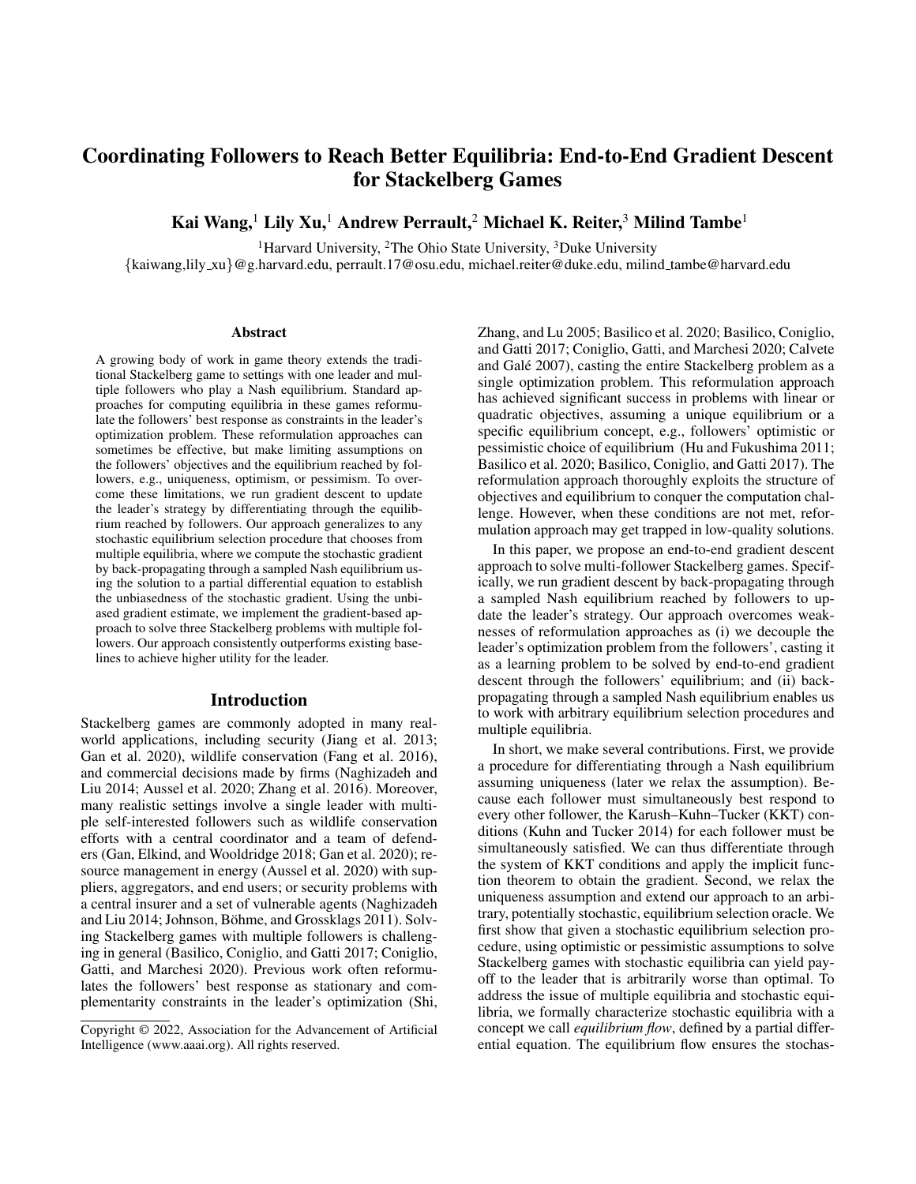# Coordinating Followers to Reach Better Equilibria: End-to-End Gradient Descent for Stackelberg Games

**Kai Wang,[1] Lily Xu,[1] Andrew Perrault,[2] Michael K. Reiter,[3] Milind Tambe[1]**

[1]Harvard University, [2]The Ohio State University, [3]Duke University

{kaiwang,lily_xu}@g.harvard.edu, perrault.17@osu.edu, michael.reiter@duke.edu, milind_tambe@harvard.edu

## Abstract

A growing body of work in game theory extends the traditional Stackelberg game to settings with one leader and multiple followers who play a Nash equilibrium. Standard approaches for computing equilibria in these games reformulate the followers' best response as constraints in the leader's optimization problem. These reformulation approaches can sometimes be effective, but make limiting assumptions on the followers' objectives and the equilibrium reached by followers, e.g., uniqueness, optimism, or pessimism. To overcome these limitations, we run gradient descent to update the leader's strategy by differentiating through the equilibrium reached by followers. Our approach generalizes to any stochastic equilibrium selection procedure that chooses from multiple equilibria, where we compute the stochastic gradient by back-propagating through a sampled Nash equilibrium using the solution to a partial differential equation to establish the unbiasedness of the stochastic gradient. Using the unbiased gradient estimate, we implement the gradient-based approach to solve three Stackelberg problems with multiple followers. Our approach consistently outperforms existing baselines to achieve higher utility for the leader.

## Introduction

Stackelberg games are commonly adopted in many real-world applications, including security (Jiang et al. 2013; Gan et al. 2020), wildlife conservation (Fang et al. 2016), and commercial decisions made by firms (Naghizadeh and Liu 2014; Aussel et al. 2020; Zhang et al. 2016). Moreover, many realistic settings involve a single leader with multiple self-interested followers such as wildlife conservation efforts with a central coordinator and a team of defenders (Gan, Elkind, and Wooldridge 2018; Gan et al. 2020); resource management in energy (Aussel et al. 2020) with suppliers, aggregators, and end users; or security problems with a central insurer and a set of vulnerable agents (Naghizadeh and Liu 2014; Johnson, Böhme, and Grossklags 2011). Solving Stackelberg games with multiple followers is challenging in general (Basilico, Coniglio, and Gatti 2017; Coniglio, Gatti, and Marchesi 2020). Previous work often reformulates the followers' best response as stationary and complementarity constraints in the leader's optimization (Shi, Zhang, and Lu 2005; Basilico et al. 2020; Basilico, Coniglio, and Gatti 2017; Coniglio, Gatti, and Marchesi 2020; Calvete and Galé 2007), casting the entire Stackelberg problem as a single optimization problem. This reformulation approach has achieved significant success in problems with linear or quadratic objectives, assuming a unique equilibrium or a specific equilibrium concept, e.g., followers' optimistic or pessimistic choice of equilibrium (Hu and Fukushima 2011; Basilico et al. 2020; Basilico, Coniglio, and Gatti 2017). The reformulation approach thoroughly exploits the structure of objectives and equilibrium to conquer the computation challenge. However, when these conditions are not met, reformulation approach may get trapped in low-quality solutions.

In this paper, we propose an end-to-end gradient descent approach to solve multi-follower Stackelberg games. Specifically, we run gradient descent by back-propagating through a sampled Nash equilibrium reached by followers to update the leader's strategy. Our approach overcomes weaknesses of reformulation approaches as (i) we decouple the leader's optimization problem from the followers', casting it as a learning problem to be solved by end-to-end gradient descent through the followers' equilibrium; and (ii) back-propagating through a sampled Nash equilibrium enables us to work with arbitrary equilibrium selection procedures and multiple equilibria.

In short, we make several contributions. First, we provide a procedure for differentiating through a Nash equilibrium assuming uniqueness (later we relax the assumption). Because each follower must simultaneously best respond to every other follower, the Karush–Kuhn–Tucker (KKT) conditions (Kuhn and Tucker 2014) for each follower must be simultaneously satisfied. We can thus differentiate through the system of KKT conditions and apply the implicit function theorem to obtain the gradient. Second, we relax the uniqueness assumption and extend our approach to an arbitrary, potentially stochastic, equilibrium selection oracle. We first show that given a stochastic equilibrium selection procedure, using optimistic or pessimistic assumptions to solve Stackelberg games with stochastic equilibria can yield payoff to the leader that is arbitrarily worse than optimal. To address the issue of multiple equilibria and stochastic equilibria, we formally characterize stochastic equilibria with a concept we call *equilibrium flow*, defined by a partial differential equation. The equilibrium flow ensures the stochas-

Copyright © 2022, Association for the Advancement of Artificial Intelligence (www.aaai.org). All rights reserved.